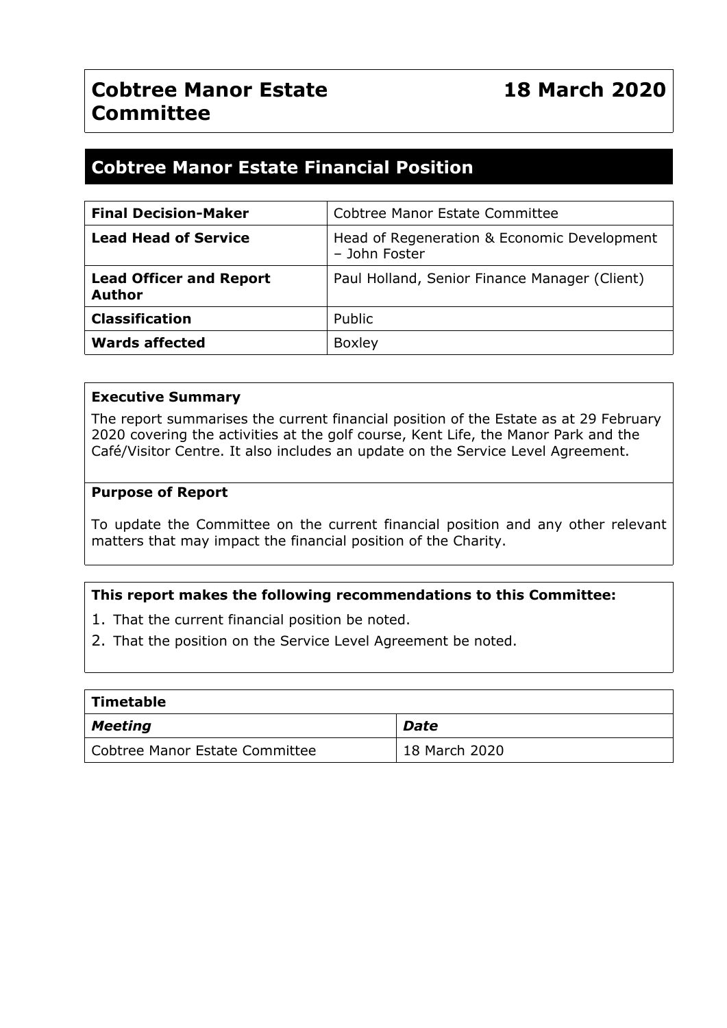# Cobtree Manor Estate Committee

**18 March 2020**

## Cobtree Manor Estate Financial Position

| **Final Decision-Maker** | Cobtree Manor Estate Committee |
| --- | --- |
| **Lead Head of Service** | Head of Regeneration & Economic Development – John Foster |
| **Lead Officer and Report Author** | Paul Holland, Senior Finance Manager (Client) |
| **Classification** | Public |
| **Wards affected** | Boxley |

**Executive Summary**

The report summarises the current financial position of the Estate as at 29 February 2020 covering the activities at the golf course, Kent Life, the Manor Park and the Café/Visitor Centre. It also includes an update on the Service Level Agreement.

**Purpose of Report**

To update the Committee on the current financial position and any other relevant matters that may impact the financial position of the Charity.

**This report makes the following recommendations to this Committee:**

1. That the current financial position be noted.
2. That the position on the Service Level Agreement be noted.

| **Timetable** | |
| --- | --- |
| ***Meeting*** | ***Date*** |
| Cobtree Manor Estate Committee | 18 March 2020 |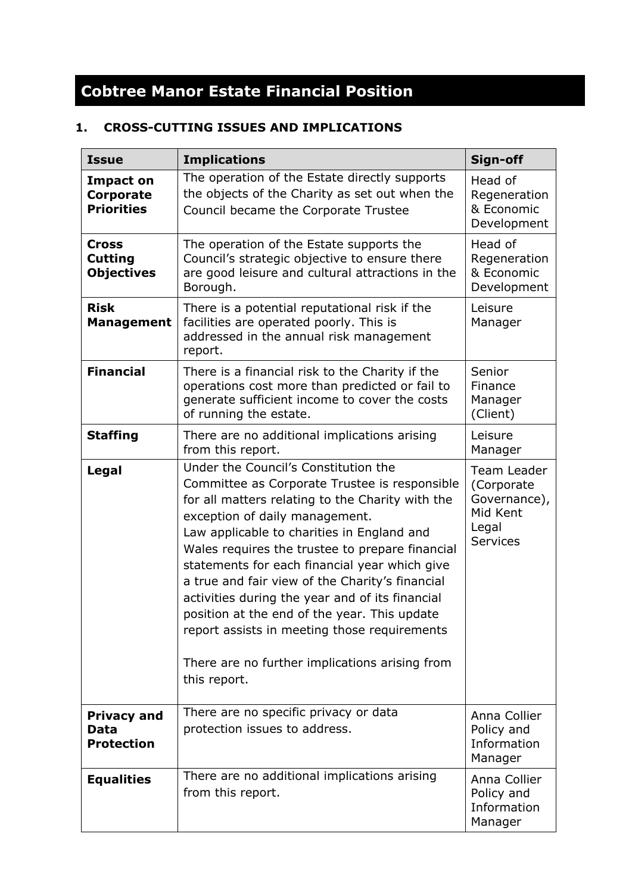# Cobtree Manor Estate Financial Position

## 1. CROSS-CUTTING ISSUES AND IMPLICATIONS

| Issue | Implications | Sign-off |
|---|---|---|
| **Impact on Corporate Priorities** | The operation of the Estate directly supports the objects of the Charity as set out when the Council became the Corporate Trustee | Head of Regeneration & Economic Development |
| **Cross Cutting Objectives** | The operation of the Estate supports the Council's strategic objective to ensure there are good leisure and cultural attractions in the Borough. | Head of Regeneration & Economic Development |
| **Risk Management** | There is a potential reputational risk if the facilities are operated poorly. This is addressed in the annual risk management report. | Leisure Manager |
| **Financial** | There is a financial risk to the Charity if the operations cost more than predicted or fail to generate sufficient income to cover the costs of running the estate. | Senior Finance Manager (Client) |
| **Staffing** | There are no additional implications arising from this report. | Leisure Manager |
| **Legal** | Under the Council's Constitution the Committee as Corporate Trustee is responsible for all matters relating to the Charity with the exception of daily management.<br>Law applicable to charities in England and Wales requires the trustee to prepare financial statements for each financial year which give a true and fair view of the Charity's financial activities during the year and of its financial position at the end of the year. This update report assists in meeting those requirements<br><br>There are no further implications arising from this report. | Team Leader (Corporate Governance), Mid Kent Legal Services |
| **Privacy and Data Protection** | There are no specific privacy or data protection issues to address. | Anna Collier Policy and Information Manager |
| **Equalities** | There are no additional implications arising from this report. | Anna Collier Policy and Information Manager |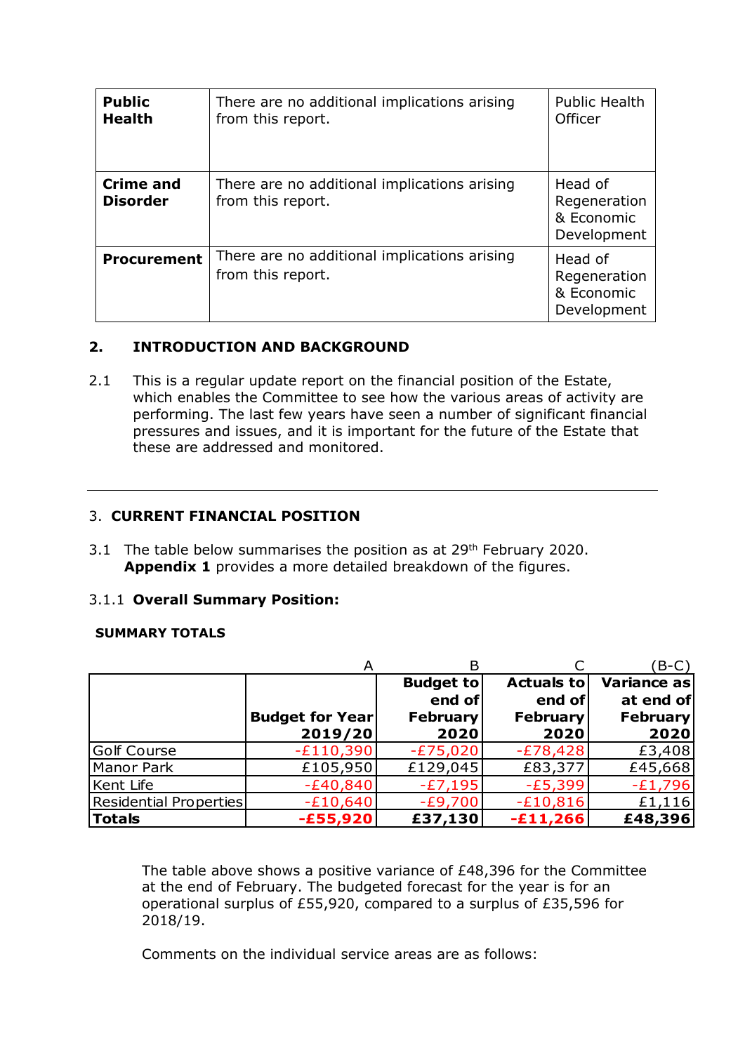| **Public Health** | There are no additional implications arising from this report. | Public Health Officer |
|---|---|---|
| **Crime and Disorder** | There are no additional implications arising from this report. | Head of Regeneration & Economic Development |
| **Procurement** | There are no additional implications arising from this report. | Head of Regeneration & Economic Development |

## 2. INTRODUCTION AND BACKGROUND

2.1 This is a regular update report on the financial position of the Estate, which enables the Committee to see how the various areas of activity are performing. The last few years have seen a number of significant financial pressures and issues, and it is important for the future of the Estate that these are addressed and monitored.

---

## 3. CURRENT FINANCIAL POSITION

3.1 The table below summarises the position as at 29th February 2020. **Appendix 1** provides a more detailed breakdown of the figures.

3.1.1 **Overall Summary Position:**

**SUMMARY TOTALS**

| | A | B | C | (B-C) |
|---|---|---|---|---|
| | **Budget for Year 2019/20** | **Budget to end of February 2020** | **Actuals to end of February 2020** | **Variance as at end of February 2020** |
| Golf Course | -£110,390 | -£75,020 | -£78,428 | £3,408 |
| Manor Park | £105,950 | £129,045 | £83,377 | £45,668 |
| Kent Life | -£40,840 | -£7,195 | -£5,399 | -£1,796 |
| Residential Properties | -£10,640 | -£9,700 | -£10,816 | £1,116 |
| **Totals** | **-£55,920** | **£37,130** | **-£11,266** | **£48,396** |

The table above shows a positive variance of £48,396 for the Committee at the end of February. The budgeted forecast for the year is for an operational surplus of £55,920, compared to a surplus of £35,596 for 2018/19.

Comments on the individual service areas are as follows: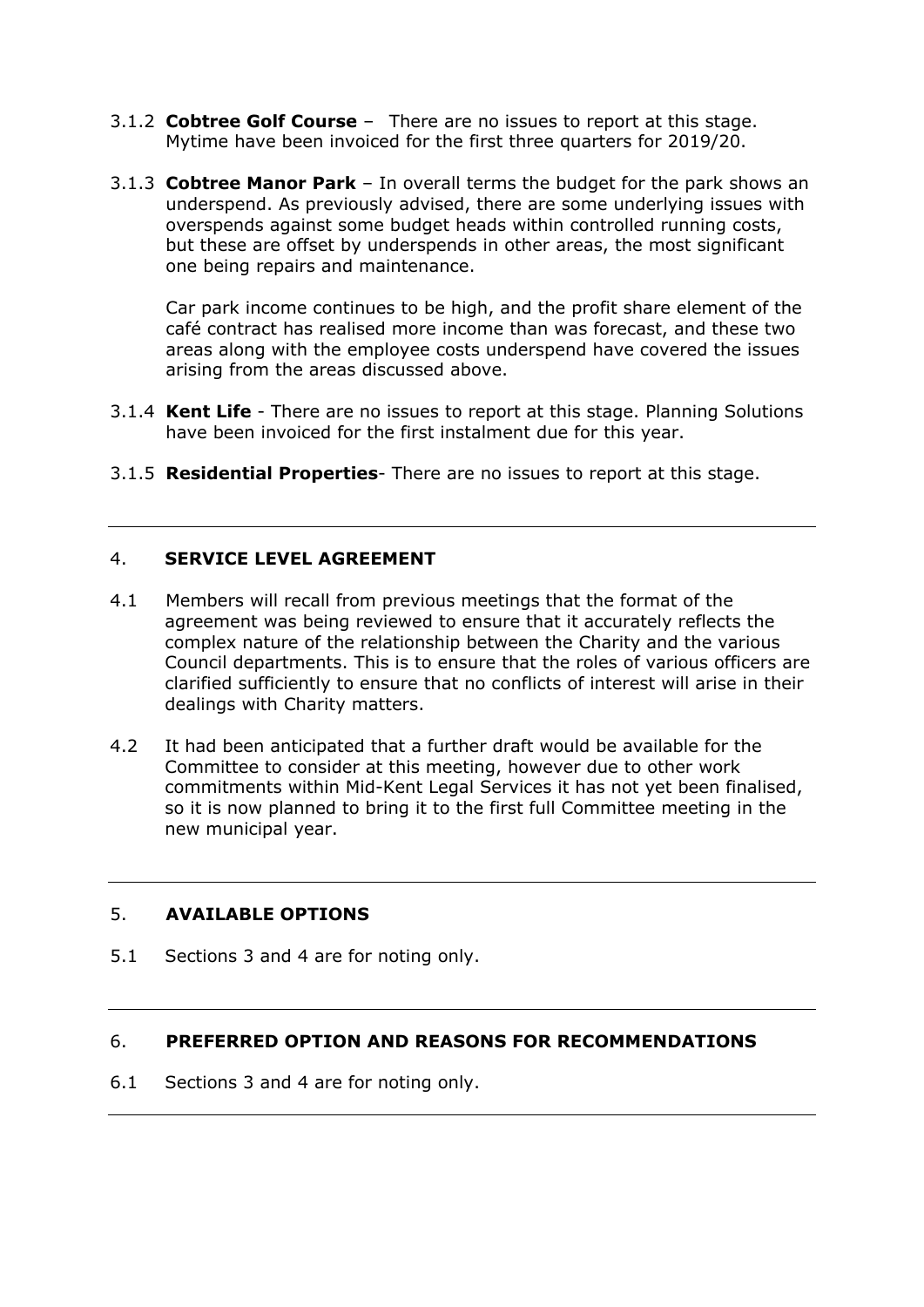3.1.2 **Cobtree Golf Course** – There are no issues to report at this stage. Mytime have been invoiced for the first three quarters for 2019/20.

3.1.3 **Cobtree Manor Park** – In overall terms the budget for the park shows an underspend. As previously advised, there are some underlying issues with overspends against some budget heads within controlled running costs, but these are offset by underspends in other areas, the most significant one being repairs and maintenance.

Car park income continues to be high, and the profit share element of the café contract has realised more income than was forecast, and these two areas along with the employee costs underspend have covered the issues arising from the areas discussed above.

3.1.4 **Kent Life** - There are no issues to report at this stage. Planning Solutions have been invoiced for the first instalment due for this year.

3.1.5 **Residential Properties**- There are no issues to report at this stage.

---

## 4. SERVICE LEVEL AGREEMENT

4.1 Members will recall from previous meetings that the format of the agreement was being reviewed to ensure that it accurately reflects the complex nature of the relationship between the Charity and the various Council departments. This is to ensure that the roles of various officers are clarified sufficiently to ensure that no conflicts of interest will arise in their dealings with Charity matters.

4.2 It had been anticipated that a further draft would be available for the Committee to consider at this meeting, however due to other work commitments within Mid-Kent Legal Services it has not yet been finalised, so it is now planned to bring it to the first full Committee meeting in the new municipal year.

---

## 5. AVAILABLE OPTIONS

5.1 Sections 3 and 4 are for noting only.

---

## 6. PREFERRED OPTION AND REASONS FOR RECOMMENDATIONS

6.1 Sections 3 and 4 are for noting only.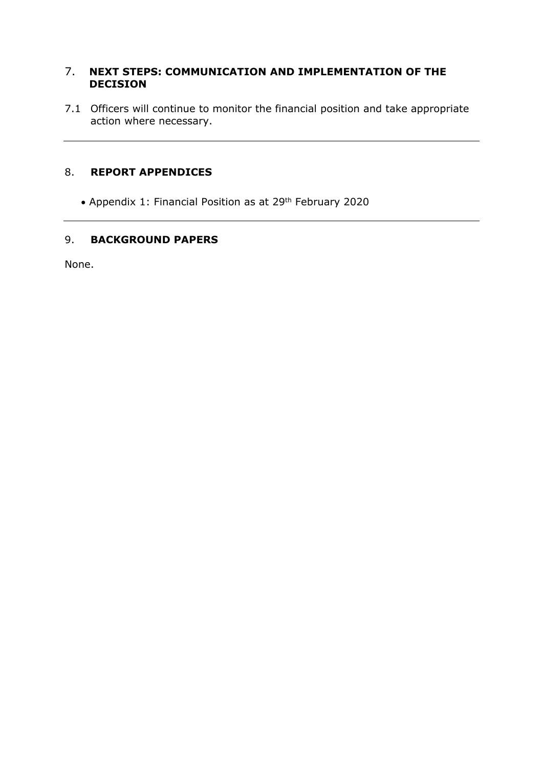## 7. NEXT STEPS: COMMUNICATION AND IMPLEMENTATION OF THE DECISION

7.1 Officers will continue to monitor the financial position and take appropriate action where necessary.

---

## 8. REPORT APPENDICES

- Appendix 1: Financial Position as at 29th February 2020

---

## 9. BACKGROUND PAPERS

None.